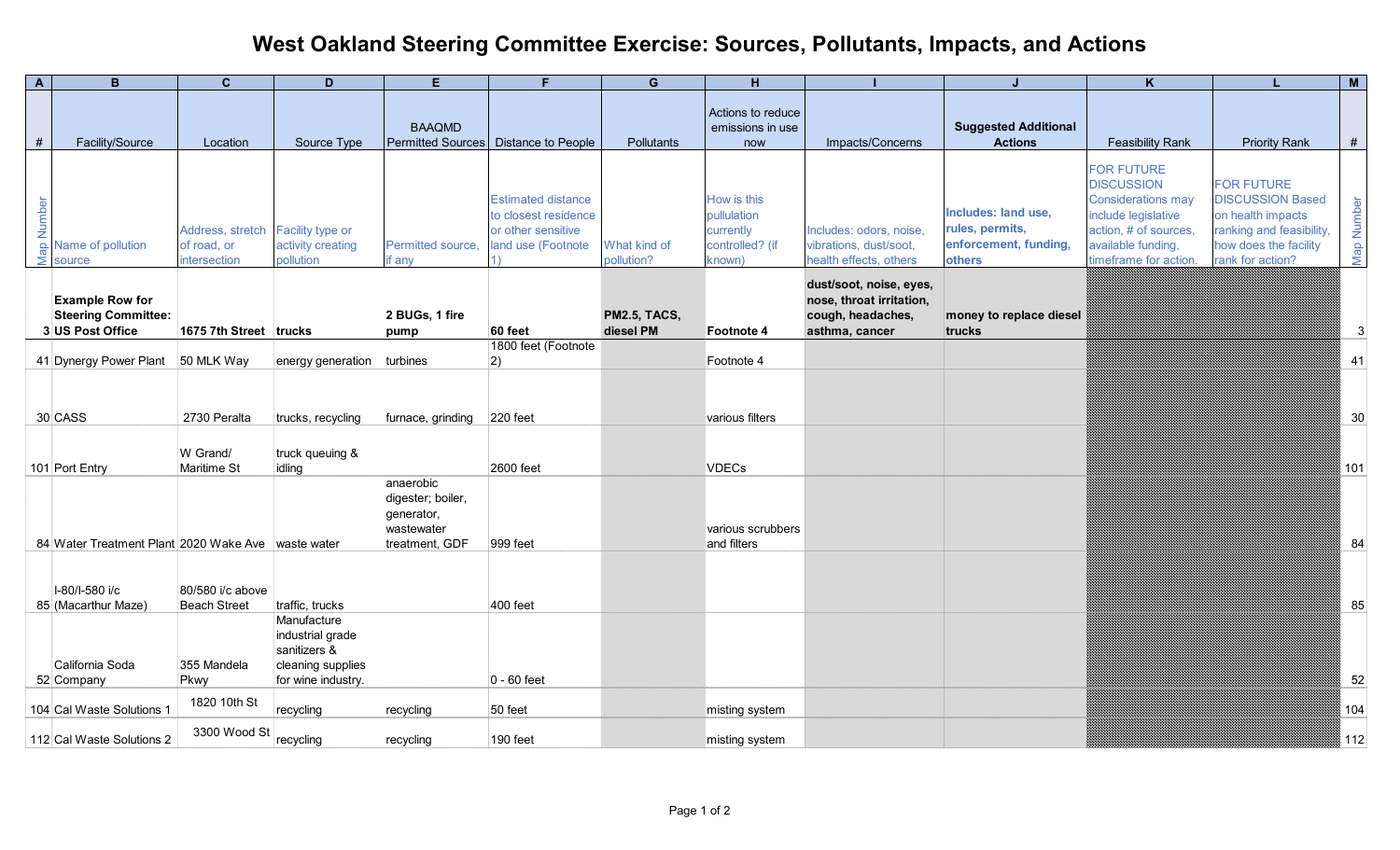# West Oakland Steering Committee Exercise: Sources, Pollutants, Impacts, and Actions

| A | B | C | D | E | F | G | H | I | J | K | L | M |
|---|---|---|---|---|---|---|---|---|---|---|---|---|
| # | Facility/Source | Location | Source Type | BAAQMD Permitted Sources | Distance to People | Pollutants | Actions to reduce emissions in use now | Impacts/Concerns | **Suggested Additional Actions** | Feasibility Rank | Priority Rank | # |
| Map Number | Name of pollution source | Address, stretch of road, or intersection | Facility type or activity creating pollution | Permitted source, if any | Estimated distance to closest residence or other sensitive land use (Footnote 1) | What kind of pollution? | How is this pullulation currently controlled? (if known) | Includes: odors, noise, vibrations, dust/soot, health effects, others | **Includes: land use, rules, permits, enforcement, funding, others** | FOR FUTURE DISCUSSION Considerations may include legislative action, # of sources, available funding, timeframe for action. | FOR FUTURE DISCUSSION Based on health impacts ranking and feasibility, how does the facility rank for action? | Map Number |
| **3** | **Example Row for Steering Committee: US Post Office** | **1675 7th Street** | **trucks** | **2 BUGs, 1 fire pump** | **60 feet** | **PM2.5, TACS, diesel PM** | **Footnote 4** | **dust/soot, noise, eyes, nose, throat irritation, cough, headaches, asthma, cancer** | **money to replace diesel trucks** | | | 3 |
| 41 | Dynergy Power Plant | 50 MLK Way | energy generation | turbines | 1800 feet (Footnote 2) | | Footnote 4 | | | | | 41 |
| 30 | CASS | 2730 Peralta | trucks, recycling | furnace, grinding | 220 feet | | various filters | | | | | 30 |
| 101 | Port Entry | W Grand/ Maritime St | truck queuing & idling | | 2600 feet | | VDECs | | | | | 101 |
| 84 | Water Treatment Plant | 2020 Wake Ave | waste water | anaerobic digester; boiler, generator, wastewater treatment, GDF | 999 feet | | various scrubbers and filters | | | | | 84 |
| 85 | I-80/I-580 i/c (Macarthur Maze) | 80/580 i/c above Beach Street | traffic, trucks | | 400 feet | | | | | | | 85 |
| 52 | California Soda Company | 355 Mandela Pkwy | Manufacture industrial grade sanitizers & cleaning supplies for wine industry. | | 0 - 60 feet | | | | | | | 52 |
| 104 | Cal Waste Solutions 1 | 1820 10th St | recycling | recycling | 50 feet | | misting system | | | | | 104 |
| 112 | Cal Waste Solutions 2 | 3300 Wood St | recycling | recycling | 190 feet | | misting system | | | | | 112 |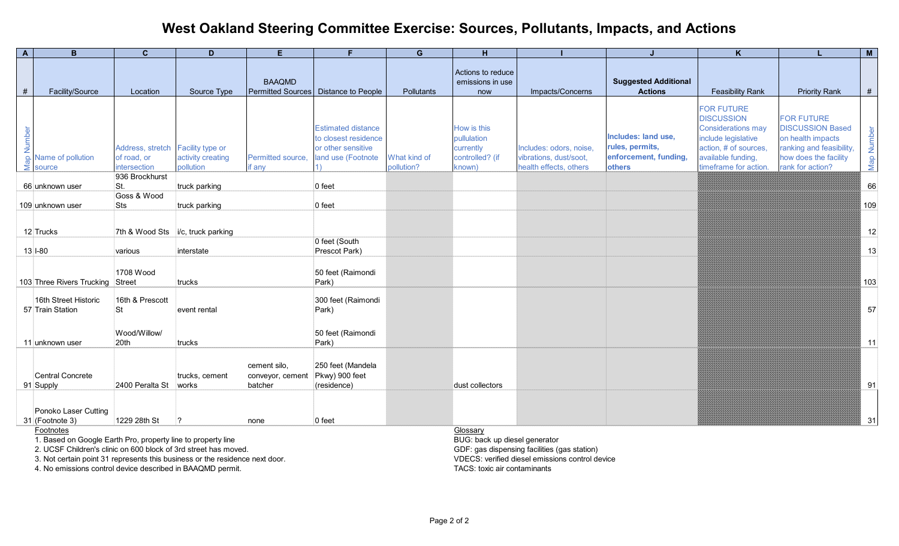# West Oakland Steering Committee Exercise: Sources, Pollutants, Impacts, and Actions

| A | B | C | D | E | F | G | H | I | J | K | L | M |
|---|---|---|---|---|---|---|---|---|---|---|---|---|
| # | Facility/Source | Location | Source Type | BAAQMD Permitted Sources | Distance to People | Pollutants | Actions to reduce emissions in use now | Impacts/Concerns | **Suggested Additional Actions** | Feasibility Rank | Priority Rank | # |
| Map Number | Name of pollution source | Address, stretch of road, or intersection | Facility type or activity creating pollution | Permitted source, if any | Estimated distance to closest residence or other sensitive land use (Footnote 1) | What kind of pollution? | How is this pullulation currently controlled? (if known) | Includes: odors, noise, vibrations, dust/soot, health effects, others | **Includes: land use, rules, permits, enforcement, funding, others** | FOR FUTURE DISCUSSION Considerations may include legislative action, # of sources, available funding, timeframe for action. | FOR FUTURE DISCUSSION Based on health impacts ranking and feasibility, how does the facility rank for action? | Map Number |
| 66 | unknown user | 936 Brockhurst St. | truck parking | | 0 feet | | | | | | | 66 |
| 109 | unknown user | Goss & Wood Sts | truck parking | | 0 feet | | | | | | | 109 |
| 12 | Trucks | 7th & Wood Sts | i/c, truck parking | | | | | | | | | 12 |
| 13 | I-80 | various | interstate | | 0 feet (South Prescot Park) | | | | | | | 13 |
| 103 | Three Rivers Trucking | 1708 Wood Street | trucks | | 50 feet (Raimondi Park) | | | | | | | 103 |
| 57 | 16th Street Historic Train Station | 16th & Prescott St | event rental | | 300 feet (Raimondi Park) | | | | | | | 57 |
| 11 | unknown user | Wood/Willow/ 20th | trucks | | 50 feet (Raimondi Park) | | | | | | | 11 |
| 91 | Central Concrete Supply | 2400 Peralta St | trucks, cement works | cement silo, conveyor, cement batcher | 250 feet (Mandela Pkwy) 900 feet (residence) | | dust collectors | | | | | 91 |
| 31 | Ponoko Laser Cutting (Footnote 3) | 1229 28th St | ? | none | 0 feet | | | | | | | 31 |

Footnotes

1. Based on Google Earth Pro, property line to property line
2. UCSF Children's clinic on 600 block of 3rd street has moved.
3. Not certain point 31 represents this business or the residence next door.
4. No emissions control device described in BAAQMD permit.

Glossary

BUG: back up diesel generator
GDF: gas dispensing facilities (gas station)
VDECS: verified diesel emissions control device
TACS: toxic air contaminants